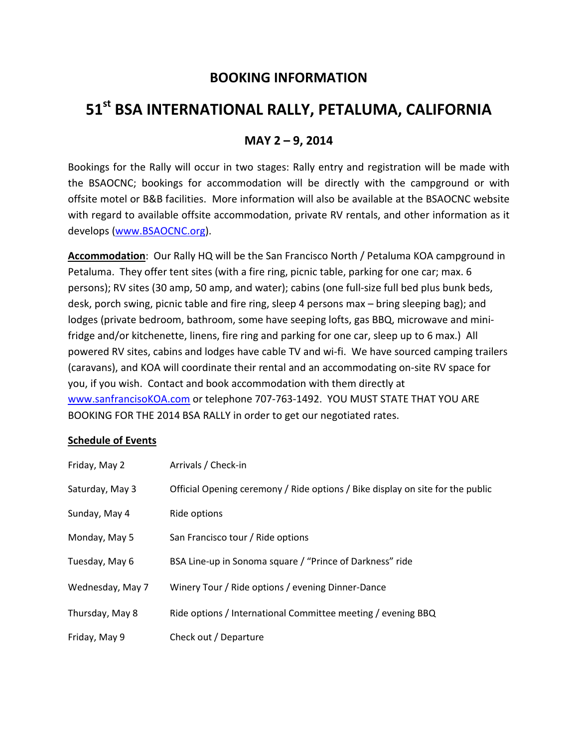## BOOKING INFORMATION

# 51st BSA INTERNATIONAL RALLY, PETALUMA, CALIFORNIA

### MAY 2 – 9, 2014

Bookings for the Rally will occur in two stages: Rally entry and registration will be made with the BSAOCNC; bookings for accommodation will be directly with the campground or with offsite motel or B&B facilities. More information will also be available at the BSAOCNC website with regard to available offsite accommodation, private RV rentals, and other information as it develops ([www.BSAOCNC.org](http://www.BSAOCNC.org)).

**Accommodation**: Our Rally HQ will be the San Francisco North / Petaluma KOA campground in Petaluma. They offer tent sites (with a fire ring, picnic table, parking for one car; max. 6 persons); RV sites (30 amp, 50 amp, and water); cabins (one full-size full bed plus bunk beds, desk, porch swing, picnic table and fire ring, sleep 4 persons max – bring sleeping bag); and lodges (private bedroom, bathroom, some have seeping lofts, gas BBQ, microwave and mini-fridge and/or kitchenette, linens, fire ring and parking for one car, sleep up to 6 max.) All powered RV sites, cabins and lodges have cable TV and wi-fi. We have sourced camping trailers (caravans), and KOA will coordinate their rental and an accommodating on-site RV space for you, if you wish. Contact and book accommodation with them directly at [www.sanfranciscoKOA.com](http://www.sanfranciscoKOA.com) or telephone 707-763-1492. YOU MUST STATE THAT YOU ARE BOOKING FOR THE 2014 BSA RALLY in order to get our negotiated rates.

**Schedule of Events**

| | |
|---|---|
| Friday, May 2 | Arrivals / Check-in |
| Saturday, May 3 | Official Opening ceremony / Ride options / Bike display on site for the public |
| Sunday, May 4 | Ride options |
| Monday, May 5 | San Francisco tour / Ride options |
| Tuesday, May 6 | BSA Line-up in Sonoma square / "Prince of Darkness" ride |
| Wednesday, May 7 | Winery Tour / Ride options / evening Dinner-Dance |
| Thursday, May 8 | Ride options / International Committee meeting / evening BBQ |
| Friday, May 9 | Check out / Departure |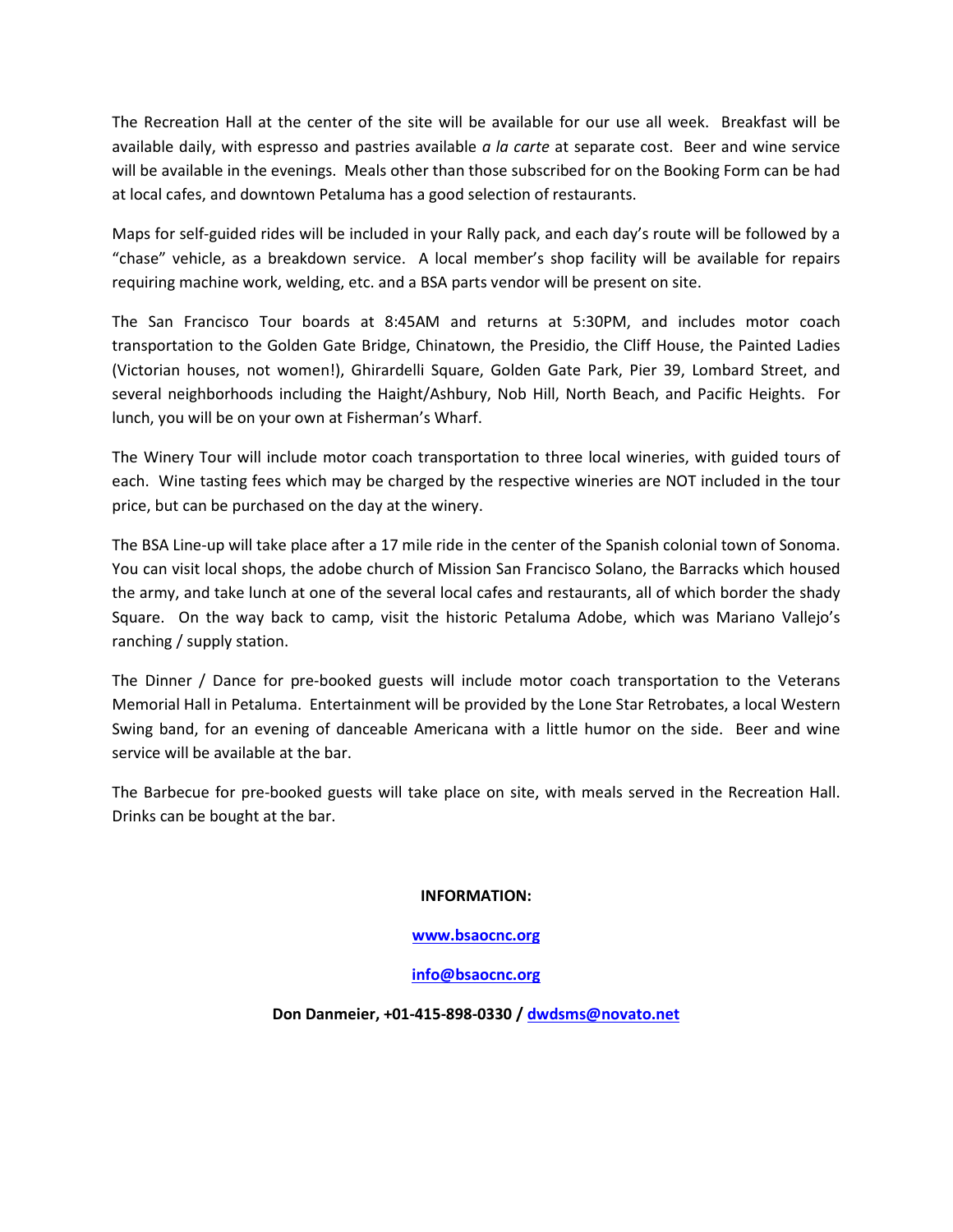The Recreation Hall at the center of the site will be available for our use all week. Breakfast will be available daily, with espresso and pastries available *a la carte* at separate cost. Beer and wine service will be available in the evenings. Meals other than those subscribed for on the Booking Form can be had at local cafes, and downtown Petaluma has a good selection of restaurants.

Maps for self-guided rides will be included in your Rally pack, and each day's route will be followed by a "chase" vehicle, as a breakdown service. A local member's shop facility will be available for repairs requiring machine work, welding, etc. and a BSA parts vendor will be present on site.

The San Francisco Tour boards at 8:45AM and returns at 5:30PM, and includes motor coach transportation to the Golden Gate Bridge, Chinatown, the Presidio, the Cliff House, the Painted Ladies (Victorian houses, not women!), Ghirardelli Square, Golden Gate Park, Pier 39, Lombard Street, and several neighborhoods including the Haight/Ashbury, Nob Hill, North Beach, and Pacific Heights. For lunch, you will be on your own at Fisherman's Wharf.

The Winery Tour will include motor coach transportation to three local wineries, with guided tours of each. Wine tasting fees which may be charged by the respective wineries are NOT included in the tour price, but can be purchased on the day at the winery.

The BSA Line-up will take place after a 17 mile ride in the center of the Spanish colonial town of Sonoma. You can visit local shops, the adobe church of Mission San Francisco Solano, the Barracks which housed the army, and take lunch at one of the several local cafes and restaurants, all of which border the shady Square. On the way back to camp, visit the historic Petaluma Adobe, which was Mariano Vallejo's ranching / supply station.

The Dinner / Dance for pre-booked guests will include motor coach transportation to the Veterans Memorial Hall in Petaluma. Entertainment will be provided by the Lone Star Retrobates, a local Western Swing band, for an evening of danceable Americana with a little humor on the side. Beer and wine service will be available at the bar.

The Barbecue for pre-booked guests will take place on site, with meals served in the Recreation Hall. Drinks can be bought at the bar.

**INFORMATION:**

www.bsaocnc.org

info@bsaocnc.org

**Don Danmeier, +01-415-898-0330 / dwdsms@novato.net**